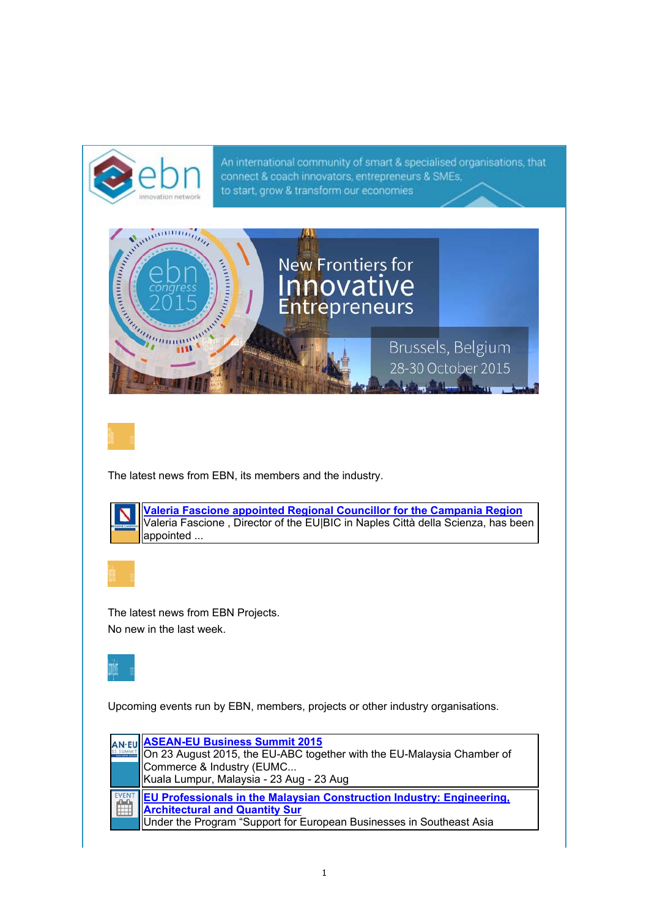An international community of smart & specialised organisations, that connect & coach innovators, entrepreneurs & SMEs, to start, grow & transform our economies

ebn congress 2015

New Frontiers for Innovative Entrepreneurs

Brussels, Belgium 28-30 October 2015

The latest news from EBN, its members and the industry.

| **Valeria Fascione appointed Regional Councillor for the Campania Region**<br>Valeria Fascione , Director of the EU\|BIC in Naples Città della Scienza, has been appointed ... |
|---|

The latest news from EBN Projects.

No new in the last week.

Upcoming events run by EBN, members, projects or other industry organisations.

| **ASEAN-EU Business Summit 2015**<br>On 23 August 2015, the EU-ABC together with the EU-Malaysia Chamber of Commerce & Industry (EUMC...<br>Kuala Lumpur, Malaysia - 23 Aug - 23 Aug |
|---|
| **EU Professionals in the Malaysian Construction Industry: Engineering, Architectural and Quantity Sur**<br>Under the Program "Support for European Businesses in Southeast Asia |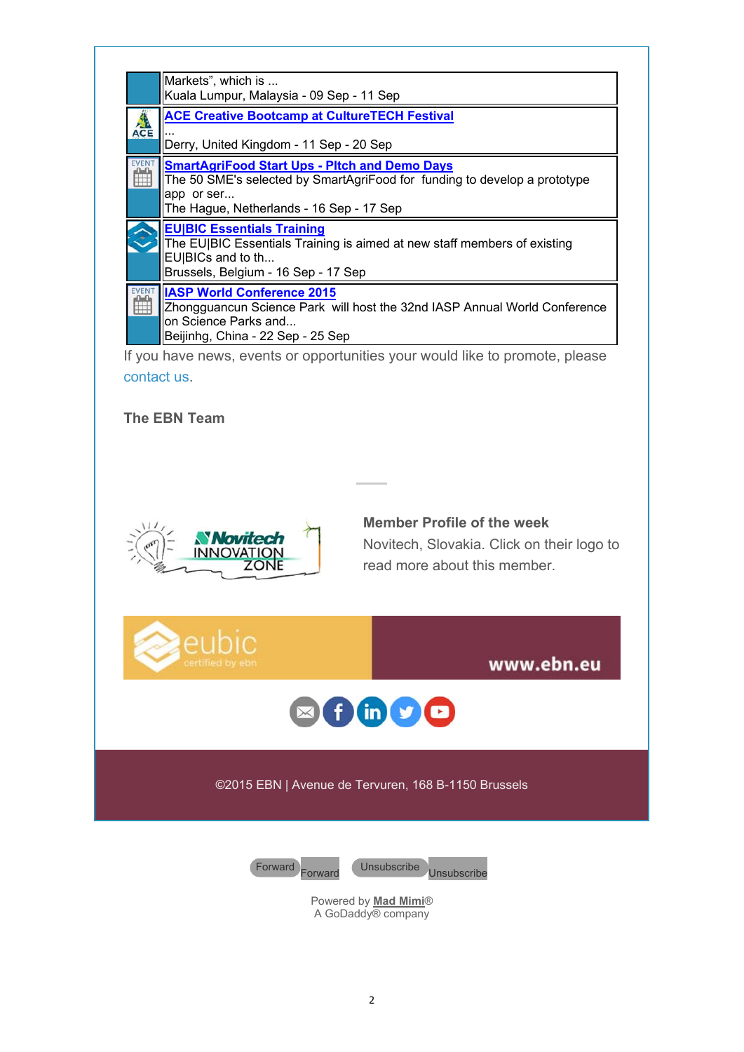| | |
|---|---|
| | Markets", which is ...<br>Kuala Lumpur, Malaysia - 09 Sep - 11 Sep |
| ACE | **ACE Creative Bootcamp at CultureTECH Festival**<br>...<br>Derry, United Kingdom - 11 Sep - 20 Sep |
| EVENT | **SmartAgriFood Start Ups - PItch and Demo Days**<br>The 50 SME's selected by SmartAgriFood for funding to develop a prototype app or ser...<br>The Hague, Netherlands - 16 Sep - 17 Sep |
| | **EU\|BIC Essentials Training**<br>The EU\|BIC Essentials Training is aimed at new staff members of existing EU\|BICs and to th...<br>Brussels, Belgium - 16 Sep - 17 Sep |
| EVENT | **IASP World Conference 2015**<br>Zhongguancun Science Park will host the 32nd IASP Annual World Conference on Science Parks and...<br>Beijinhg, China - 22 Sep - 25 Sep |

If you have news, events or opportunities your would like to promote, please contact us.

**The EBN Team**

Novitech INNOVATION ZONE

**Member Profile of the week**

Novitech, Slovakia. Click on their logo to read more about this member.

eubic certified by ebn

www.ebn.eu

©2015 EBN | Avenue de Tervuren, 168 B-1150 Brussels

Forward Forward Unsubscribe Unsubscribe

Powered by **Mad Mimi**®
A GoDaddy® company